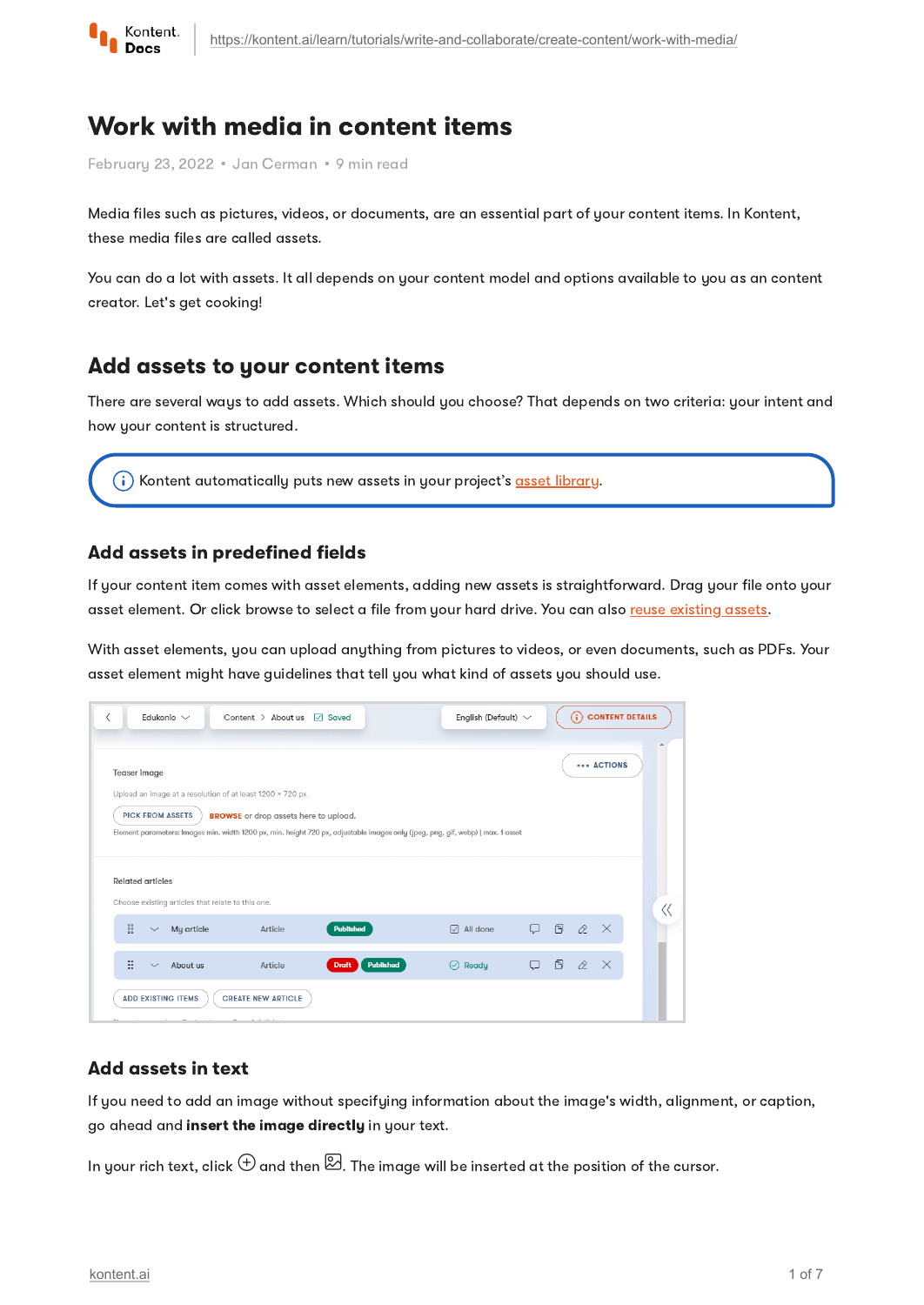# Work with media in content items

February 23, 2022 • Jan Cerman • 9 min read

Media files such as pictures, videos, or documents, are an essential part of your content items. In Kontent, these media files are called assets.

You can do a lot with assets. It all depends on your content model and options available to you as an content creator. Let's get cooking!

## Add assets to your content items

There are several ways to add assets. Which should you choose? That depends on two criteria: your intent and how your content is structured.

> Kontent automatically puts new assets in your project's asset library.

### Add assets in predefined fields

If your content item comes with asset elements, adding new assets is straightforward. Drag your file onto your asset element. Or click browse to select a file from your hard drive. You can also reuse existing assets.

With asset elements, you can upload anything from pictures to videos, or even documents, such as PDFs. Your asset element might have guidelines that tell you what kind of assets you should use.

### Add assets in text

If you need to add an image without specifying information about the image's width, alignment, or caption, go ahead and **insert the image directly** in your text.

In your rich text, click ⊕ and then 🖼. The image will be inserted at the position of the cursor.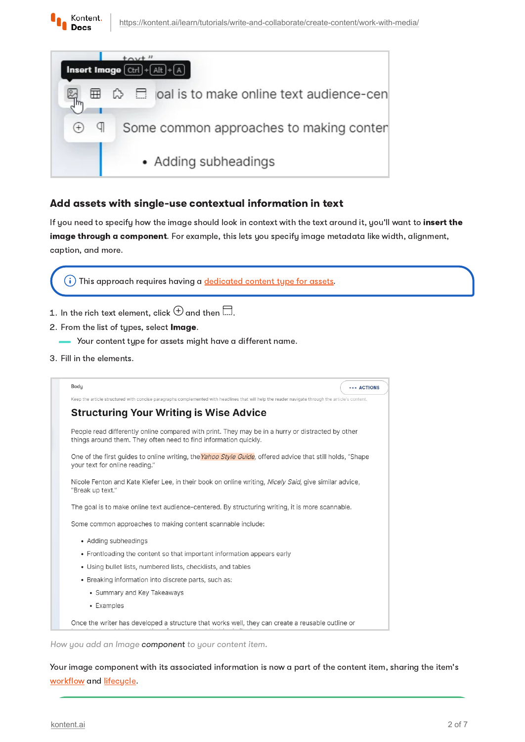## Add assets with single-use contextual information in text

If you need to specify how the image should look in context with the text around it, you'll want to **insert the image through a component**. For example, this lets you specify image metadata like width, alignment, caption, and more.

This approach requires having a dedicated content type for assets.

1. In the rich text element, click ⊕ and then ▭.
2. From the list of types, select **Image**.
   - Your content type for assets might have a different name.
3. Fill in the elements.

*How you add an Image **component** to your content item.*

Your image component with its associated information is now a part of the content item, sharing the item's workflow and lifecycle.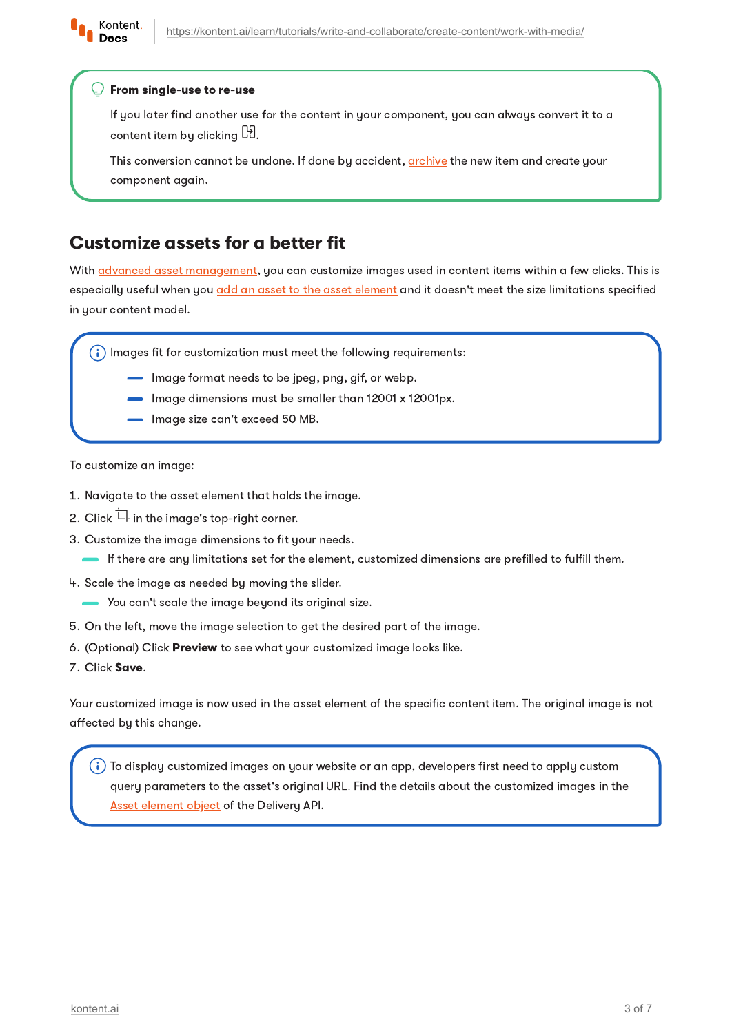**From single-use to re-use**

If you later find another use for the content in your component, you can always convert it to a content item by clicking .

This conversion cannot be undone. If done by accident, archive the new item and create your component again.

## Customize assets for a better fit

With advanced asset management, you can customize images used in content items within a few clicks. This is especially useful when you add an asset to the asset element and it doesn't meet the size limitations specified in your content model.

Images fit for customization must meet the following requirements:

- Image format needs to be jpeg, png, gif, or webp.
- Image dimensions must be smaller than 12001 x 12001px.
- Image size can't exceed 50 MB.

To customize an image:

1. Navigate to the asset element that holds the image.
2. Click  in the image's top-right corner.
3. Customize the image dimensions to fit your needs.
   - If there are any limitations set for the element, customized dimensions are prefilled to fulfill them.
4. Scale the image as needed by moving the slider.
   - You can't scale the image beyond its original size.
5. On the left, move the image selection to get the desired part of the image.
6. (Optional) Click **Preview** to see what your customized image looks like.
7. Click **Save**.

Your customized image is now used in the asset element of the specific content item. The original image is not affected by this change.

To display customized images on your website or an app, developers first need to apply custom query parameters to the asset's original URL. Find the details about the customized images in the Asset element object of the Delivery API.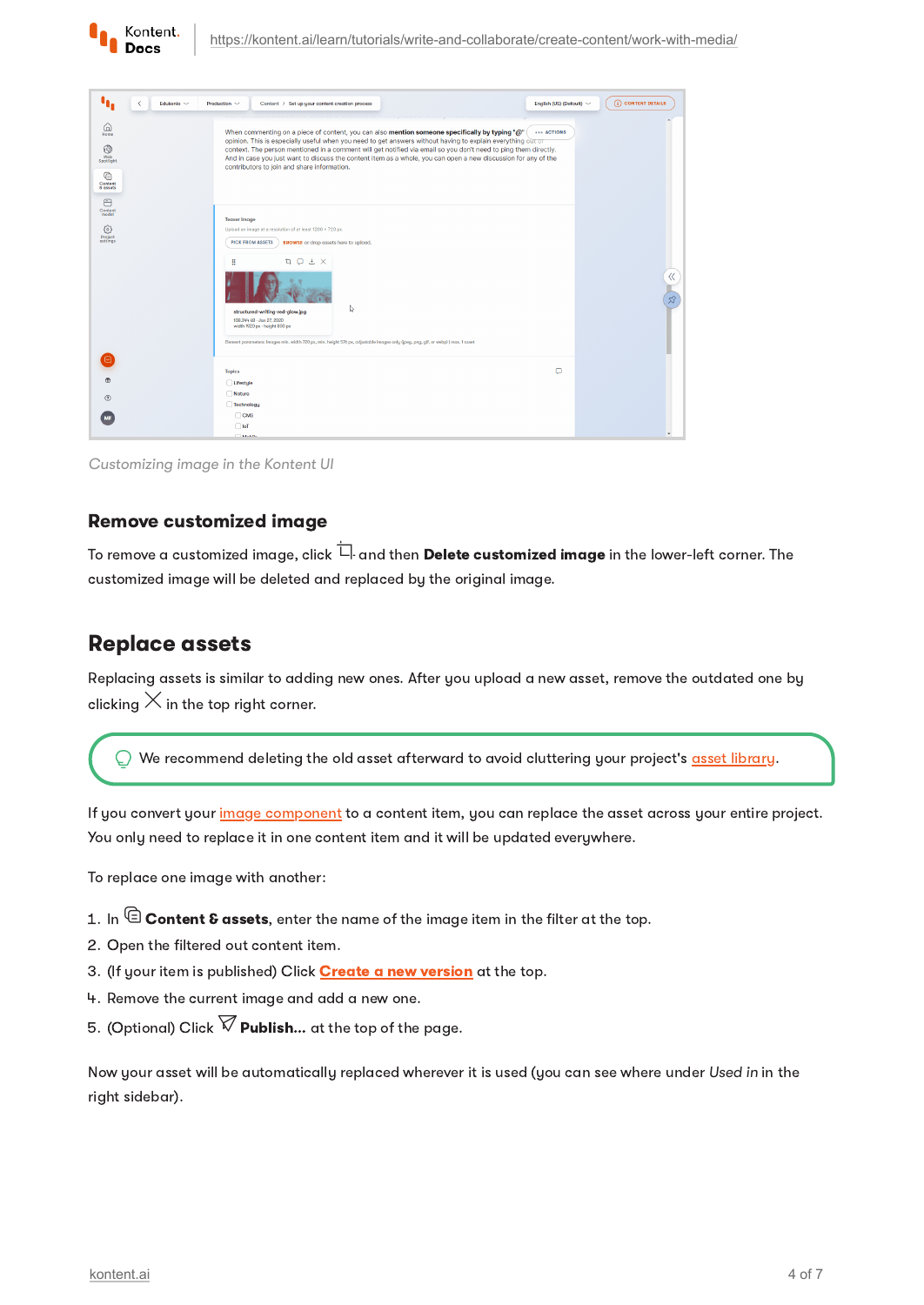*Customizing image in the Kontent UI*

### Remove customized image

To remove a customized image, click ⌑ and then **Delete customized image** in the lower-left corner. The customized image will be deleted and replaced by the original image.

## Replace assets

Replacing assets is similar to adding new ones. After you upload a new asset, remove the outdated one by clicking ✕ in the top right corner.

> We recommend deleting the old asset afterward to avoid cluttering your project's asset library.

If you convert your image component to a content item, you can replace the asset across your entire project. You only need to replace it in one content item and it will be updated everywhere.

To replace one image with another:

1. In **Content & assets**, enter the name of the image item in the filter at the top.
2. Open the filtered out content item.
3. (If your item is published) Click **Create a new version** at the top.
4. Remove the current image and add a new one.
5. (Optional) Click **Publish…** at the top of the page.

Now your asset will be automatically replaced wherever it is used (you can see where under *Used in* in the right sidebar).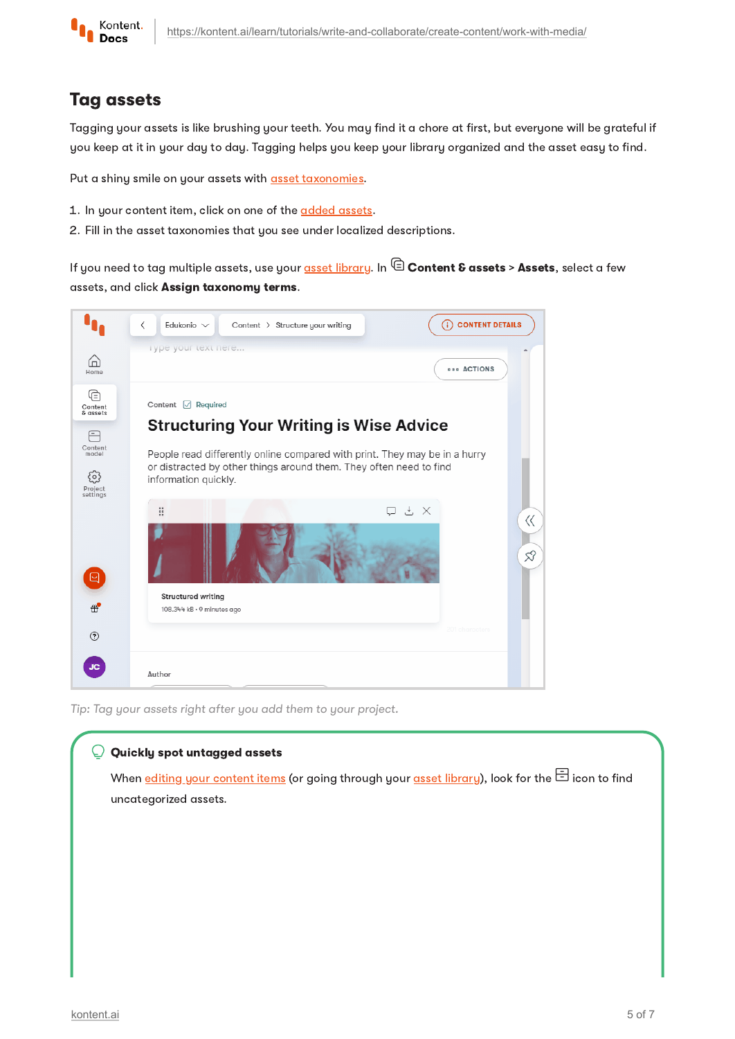## Tag assets

Tagging your assets is like brushing your teeth. You may find it a chore at first, but everyone will be grateful if you keep at it in your day to day. Tagging helps you keep your library organized and the asset easy to find.

Put a shiny smile on your assets with asset taxonomies.

1. In your content item, click on one of the added assets.
2. Fill in the asset taxonomies that you see under localized descriptions.

If you need to tag multiple assets, use your asset library. In **Content & assets** > **Assets**, select a few assets, and click **Assign taxonomy terms**.

*Tip: Tag your assets right after you add them to your project.*

**Quickly spot untagged assets**

When editing your content items (or going through your asset library), look for the icon to find uncategorized assets.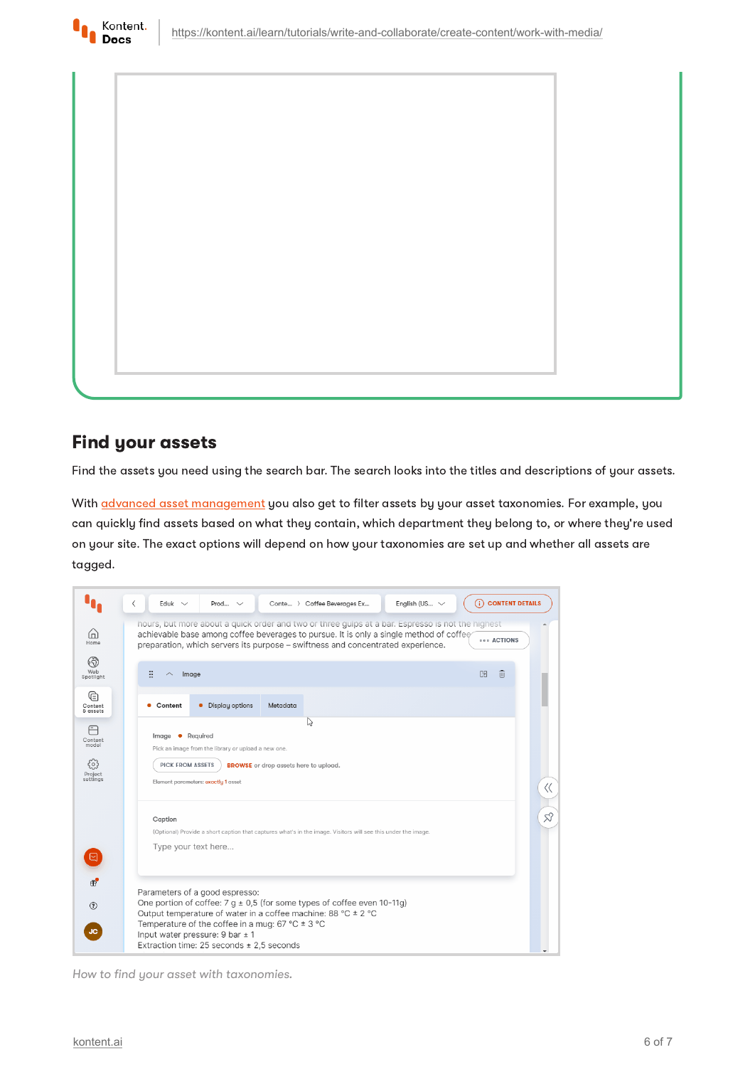## Find your assets

Find the assets you need using the search bar. The search looks into the titles and descriptions of your assets.

With [advanced asset management](advanced asset management) you also get to filter assets by your asset taxonomies. For example, you can quickly find assets based on what they contain, which department they belong to, or where they're used on your site. The exact options will depend on how your taxonomies are set up and whether all assets are tagged.

*How to find your asset with taxonomies.*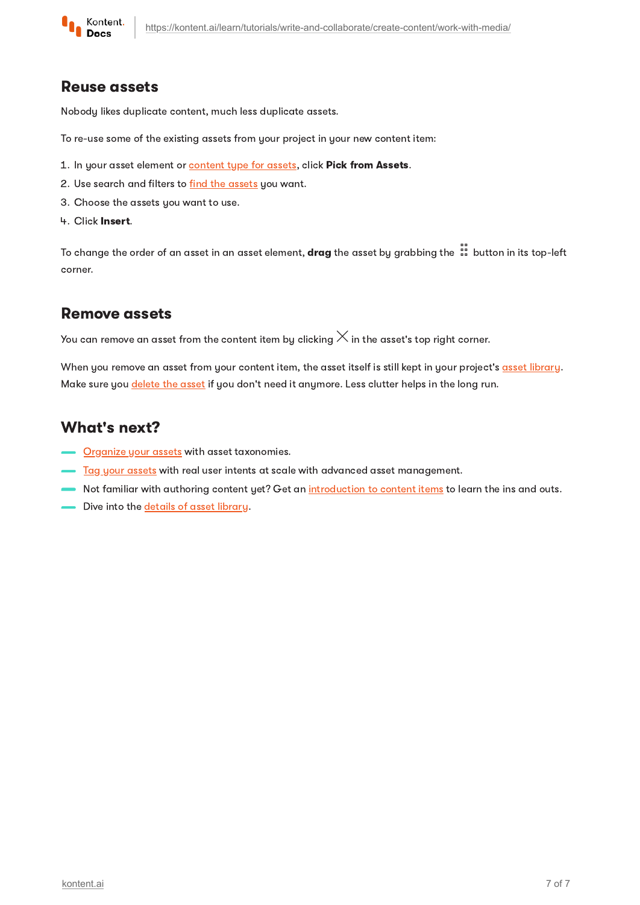## Reuse assets

Nobody likes duplicate content, much less duplicate assets.

To re-use some of the existing assets from your project in your new content item:

1. In your asset element or content type for assets, click **Pick from Assets**.
2. Use search and filters to find the assets you want.
3. Choose the assets you want to use.
4. Click **Insert**.

To change the order of an asset in an asset element, **drag** the asset by grabbing the ⠿ button in its top-left corner.

## Remove assets

You can remove an asset from the content item by clicking ✕ in the asset's top right corner.

When you remove an asset from your content item, the asset itself is still kept in your project's asset library. Make sure you delete the asset if you don't need it anymore. Less clutter helps in the long run.

## What's next?

- Organize your assets with asset taxonomies.
- Tag your assets with real user intents at scale with advanced asset management.
- Not familiar with authoring content yet? Get an introduction to content items to learn the ins and outs.
- Dive into the details of asset library.